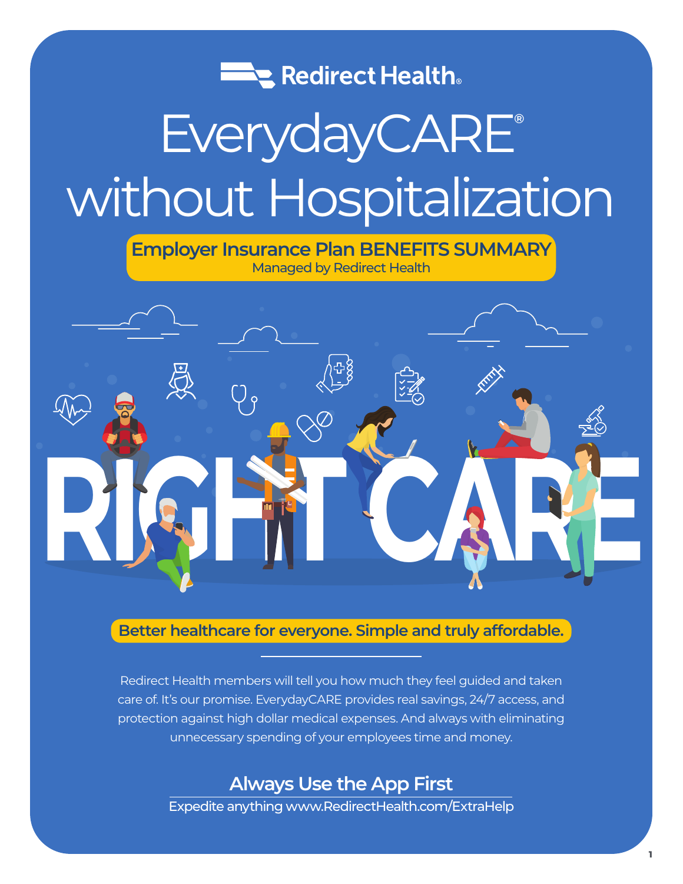Redirect Health®

# EverydayCARE® without Hospitalization

## Employer Insurance Plan BENEFITS SUMMARY

Managed by Redirect Health

RIGHT CARE

**Better healthcare for everyone. Simple and truly affordable.**

Redirect Health members will tell you how much they feel guided and taken care of. It's our promise. EverydayCARE provides real savings, 24/7 access, and protection against high dollar medical expenses. And always with eliminating unnecessary spending of your employees time and money.

### Always Use the App First

Expedite anything www.RedirectHealth.com/ExtraHelp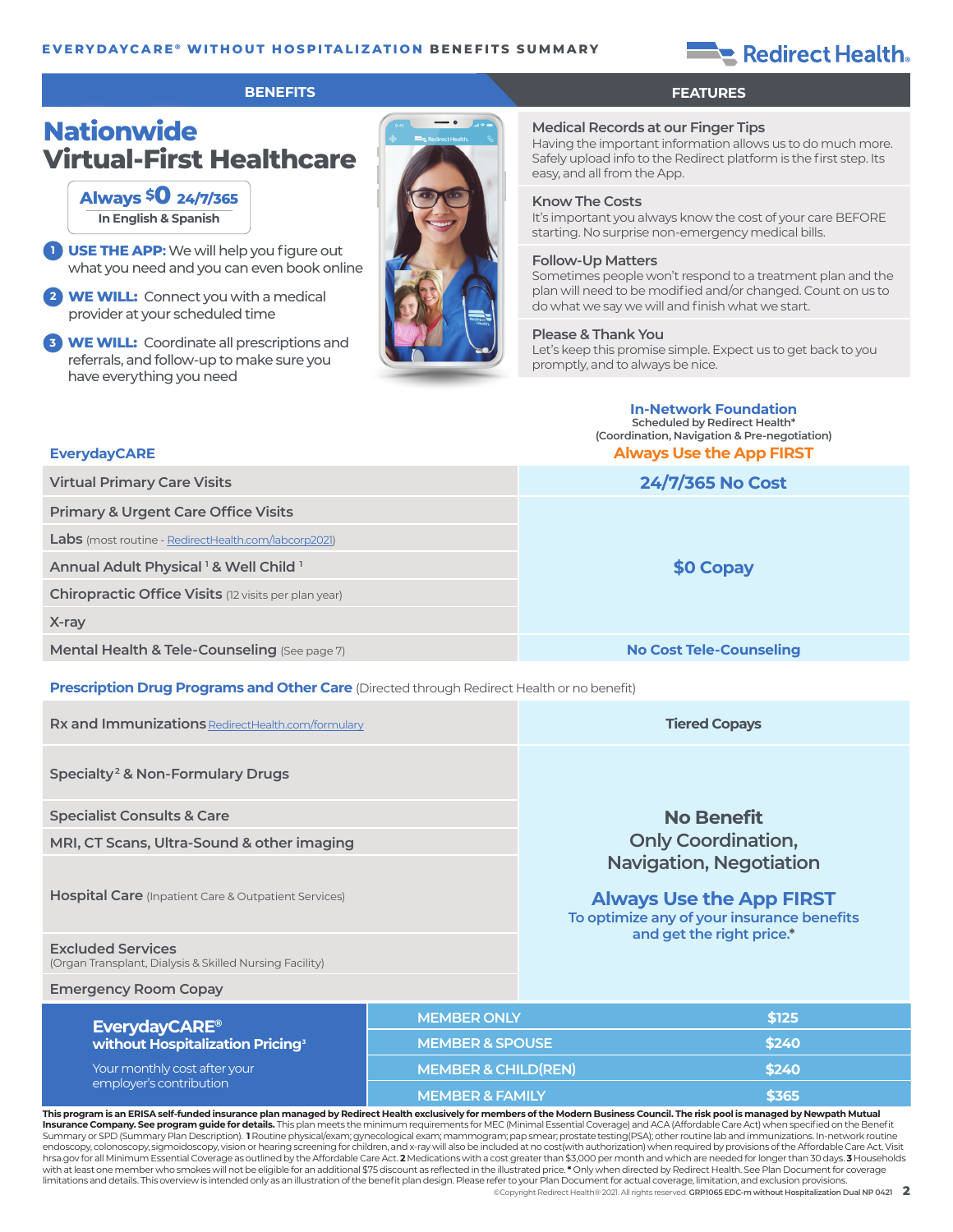**EVERYDAYCARE® WITHOUT HOSPITALIZATION BENEFITS SUMMARY**

| BENEFITS | FEATURES |
|---|---|

# Nationwide Virtual-First Healthcare

**Always $0 24/7/365**
In English & Spanish

1. **USE THE APP:** We will help you figure out what you need and you can even book online
2. **WE WILL:** Connect you with a medical provider at your scheduled time
3. **WE WILL:** Coordinate all prescriptions and referrals, and follow-up to make sure you have everything you need

**Medical Records at our Finger Tips**
Having the important information allows us to do much more. Safely upload info to the Redirect platform is the first step. Its easy, and all from the App.

**Know The Costs**
It's important you always know the cost of your care BEFORE starting. No surprise non-emergency medical bills.

**Follow-Up Matters**
Sometimes people won't respond to a treatment plan and the plan will need to be modified and/or changed. Count on us to do what we say we will and finish what we start.

**Please & Thank You**
Let's keep this promise simple. Expect us to get back to you promptly, and to always be nice.

| EverydayCARE | In-Network Foundation<br>Scheduled by Redirect Health*<br>(Coordination, Navigation & Pre-negotiation)<br>**Always Use the App FIRST** |
|---|---|
| Virtual Primary Care Visits | **24/7/365 No Cost** |
| Primary & Urgent Care Office Visits | **$0 Copay** |
| Labs (most routine - RedirectHealth.com/labcorp2021) | **$0 Copay** |
| Annual Adult Physical [1] & Well Child [1] | **$0 Copay** |
| Chiropractic Office Visits (12 visits per plan year) | **$0 Copay** |
| X-ray | **$0 Copay** |
| Mental Health & Tele-Counseling (See page 7) | **No Cost Tele-Counseling** |

**Prescription Drug Programs and Other Care** (Directed through Redirect Health or no benefit)

| Service | Coverage |
|---|---|
| Rx and Immunizations RedirectHealth.com/formulary | Tiered Copays |
| Specialty[2] & Non-Formulary Drugs | **No Benefit**<br>**Only Coordination, Navigation, Negotiation**<br>**Always Use the App FIRST**<br>To optimize any of your insurance benefits and get the right price.* |
| Specialist Consults & Care | |
| MRI, CT Scans, Ultra-Sound & other imaging | |
| Hospital Care (Inpatient Care & Outpatient Services) | |
| Excluded Services (Organ Transplant, Dialysis & Skilled Nursing Facility) | |
| Emergency Room Copay | |

**EverydayCARE® without Hospitalization Pricing[3]**
Your monthly cost after your employer's contribution

| Tier | Monthly Cost |
|---|---|
| MEMBER ONLY | $125 |
| MEMBER & SPOUSE | $240 |
| MEMBER & CHILD(REN) | $240 |
| MEMBER & FAMILY | $365 |

**This program is an ERISA self-funded insurance plan managed by Redirect Health exclusively for members of the Modern Business Council. The risk pool is managed by Newpath Mutual Insurance Company. See program guide for details.** This plan meets the minimum requirements for MEC (Minimal Essential Coverage) and ACA (Affordable Care Act) when specified on the Benefit Summary or SPD (Summary Plan Description). **1** Routine physical/exam; gynecological exam; mammogram; pap smear; prostate testing(PSA); other routine lab and immunizations. In-network routine endoscopy, colonoscopy, sigmoidoscopy, vision or hearing screening for children, and x-ray will also be included at no cost(with authorization) when required by provisions of the Affordable Care Act. Visit hrsa.gov for all Minimum Essential Coverage as outlined by the Affordable Care Act. **2** Medications with a cost greater than $3,000 per month and which are needed for longer than 30 days. **3** Households with at least one member who smokes will not be eligible for an additional $75 discount as reflected in the illustrated price. **\*** Only when directed by Redirect Health. See Plan Document for coverage limitations and details. This overview is intended only as an illustration of the benefit plan design. Please refer to your Plan Document for actual coverage, limitation, and exclusion provisions.

©Copyright Redirect Health® 2021. All rights reserved. **GRP1065 EDC-m without Hospitalization Dual NP 0421**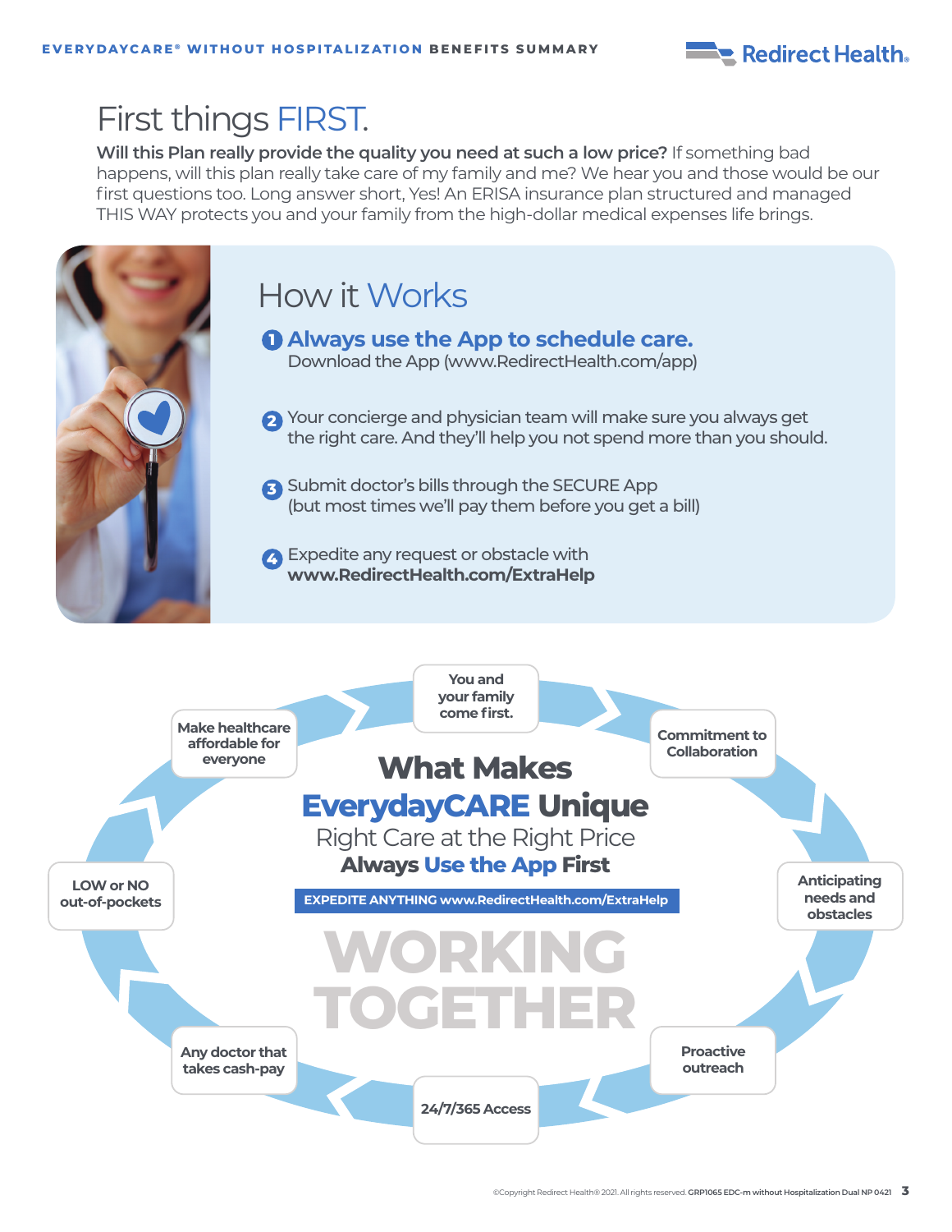# First things FIRST.

**Will this Plan really provide the quality you need at such a low price?** If something bad happens, will this plan really take care of my family and me? We hear you and those would be our first questions too. Long answer short, Yes! An ERISA insurance plan structured and managed THIS WAY protects you and your family from the high-dollar medical expenses life brings.

## How it Works

1. **Always use the App to schedule care.**
   Download the App (www.RedirectHealth.com/app)
2. Your concierge and physician team will make sure you always get the right care. And they'll help you not spend more than you should.
3. Submit doctor's bills through the SECURE App (but most times we'll pay them before you get a bill)
4. Expedite any request or obstacle with **www.RedirectHealth.com/ExtraHelp**

## What Makes EverydayCARE Unique

Right Care at the Right Price

**Always Use the App First**

**EXPEDITE ANYTHING www.RedirectHealth.com/ExtraHelp**

**WORKING TOGETHER**

- You and your family come first.
- Commitment to Collaboration
- Anticipating needs and obstacles
- Proactive outreach
- 24/7/365 Access
- Any doctor that takes cash-pay
- LOW or NO out-of-pockets
- Make healthcare affordable for everyone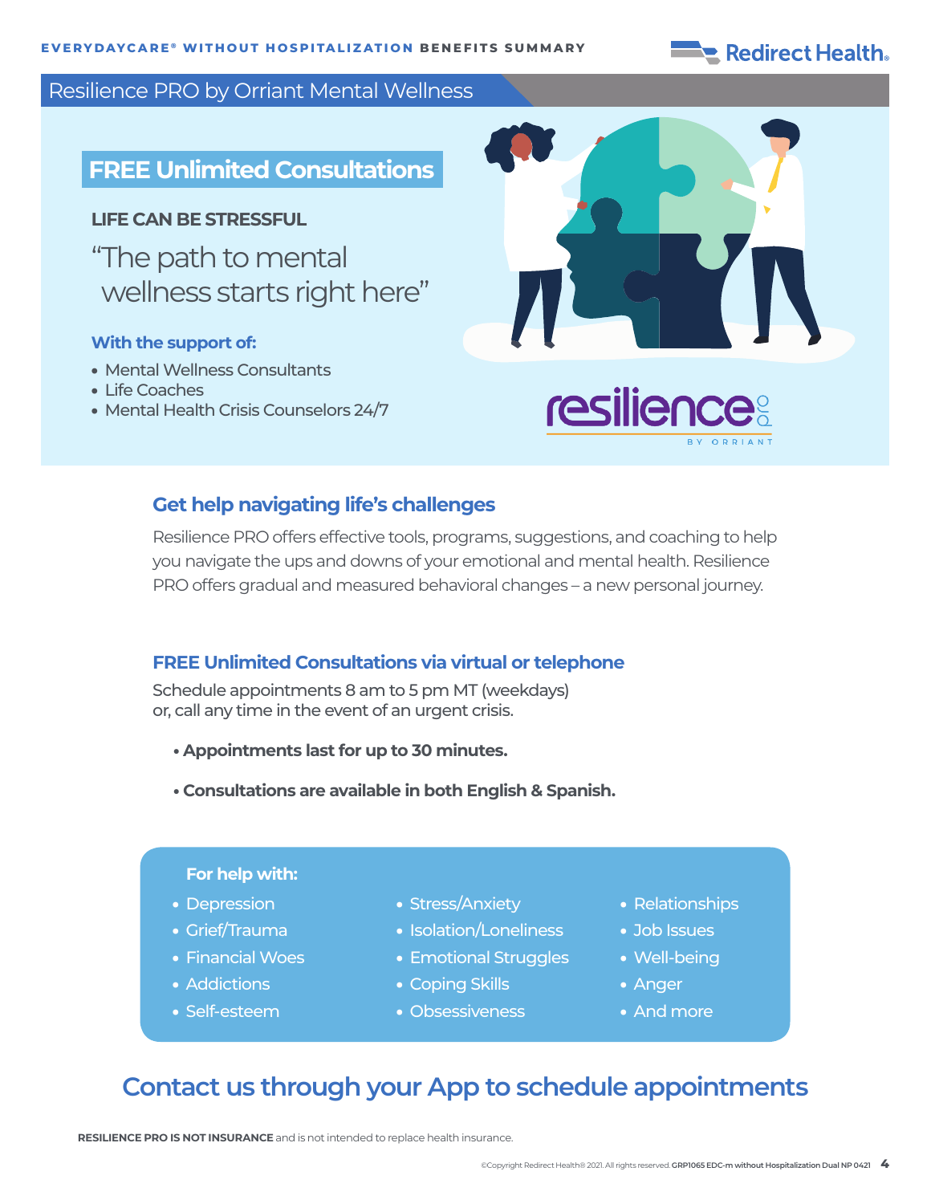## Resilience PRO by Orriant Mental Wellness

### FREE Unlimited Consultations

**LIFE CAN BE STRESSFUL**

"The path to mental wellness starts right here"

**With the support of:**

- Mental Wellness Consultants
- Life Coaches
- Mental Health Crisis Counselors 24/7

resilience pro BY ORRIANT

### Get help navigating life's challenges

Resilience PRO offers effective tools, programs, suggestions, and coaching to help you navigate the ups and downs of your emotional and mental health. Resilience PRO offers gradual and measured behavioral changes – a new personal journey.

### FREE Unlimited Consultations via virtual or telephone

Schedule appointments 8 am to 5 pm MT (weekdays)
or, call any time in the event of an urgent crisis.

- **Appointments last for up to 30 minutes.**
- **Consultations are available in both English & Spanish.**

**For help with:**

- Depression
- Grief/Trauma
- Financial Woes
- Addictions
- Self-esteem
- Stress/Anxiety
- Isolation/Loneliness
- Emotional Struggles
- Coping Skills
- Obsessiveness
- Relationships
- Job Issues
- Well-being
- Anger
- And more

## Contact us through your App to schedule appointments

**RESILIENCE PRO IS NOT INSURANCE** and is not intended to replace health insurance.

©Copyright Redirect Health® 2021. All rights reserved. **GRP1065 EDC-m without Hospitalization Dual NP 0421**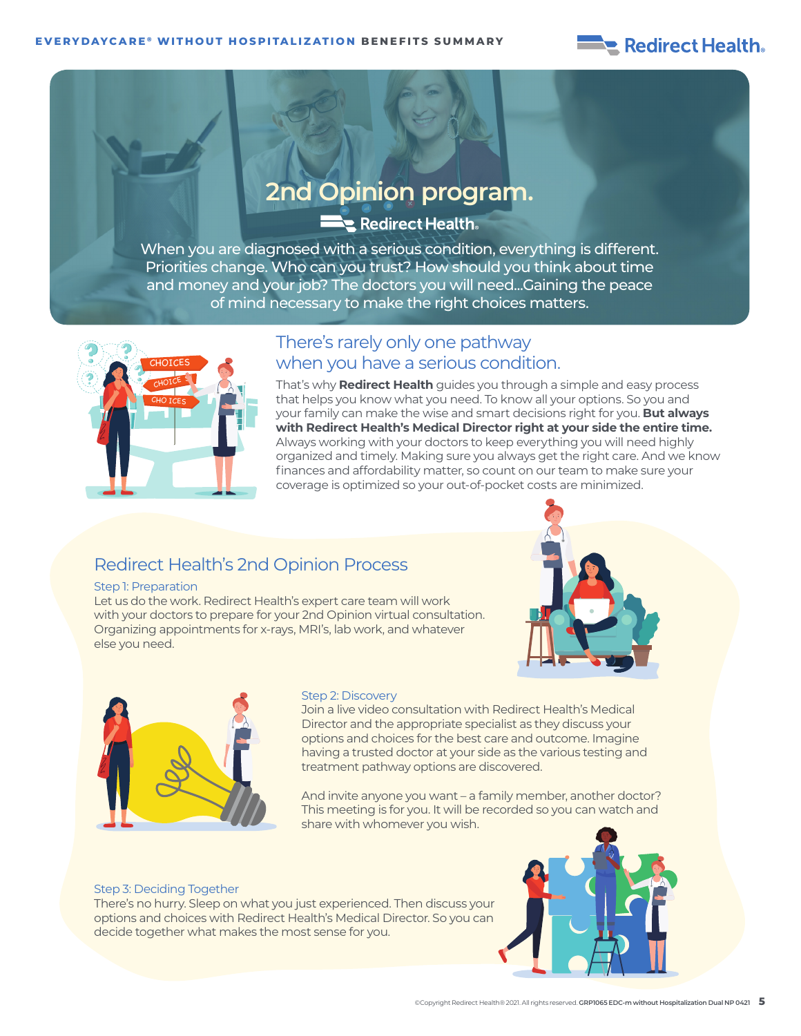# 2nd Opinion program.

Redirect Health

When you are diagnosed with a serious condition, everything is different. Priorities change. Who can you trust? How should you think about time and money and your job? The doctors you will need...Gaining the peace of mind necessary to make the right choices matters.

## There's rarely only one pathway when you have a serious condition.

That's why **Redirect Health** guides you through a simple and easy process that helps you know what you need. To know all your options. So you and your family can make the wise and smart decisions right for you. **But always with Redirect Health's Medical Director right at your side the entire time.** Always working with your doctors to keep everything you will need highly organized and timely. Making sure you always get the right care. And we know finances and affordability matter, so count on our team to make sure your coverage is optimized so your out-of-pocket costs are minimized.

## Redirect Health's 2nd Opinion Process

### Step 1: Preparation

Let us do the work. Redirect Health's expert care team will work with your doctors to prepare for your 2nd Opinion virtual consultation. Organizing appointments for x-rays, MRI's, lab work, and whatever else you need.

### Step 2: Discovery

Join a live video consultation with Redirect Health's Medical Director and the appropriate specialist as they discuss your options and choices for the best care and outcome. Imagine having a trusted doctor at your side as the various testing and treatment pathway options are discovered.

And invite anyone you want – a family member, another doctor? This meeting is for you. It will be recorded so you can watch and share with whomever you wish.

### Step 3: Deciding Together

There's no hurry. Sleep on what you just experienced. Then discuss your options and choices with Redirect Health's Medical Director. So you can decide together what makes the most sense for you.

©Copyright Redirect Health® 2021. All rights reserved. **GRP1065 EDC-m without Hospitalization Dual NP 0421**